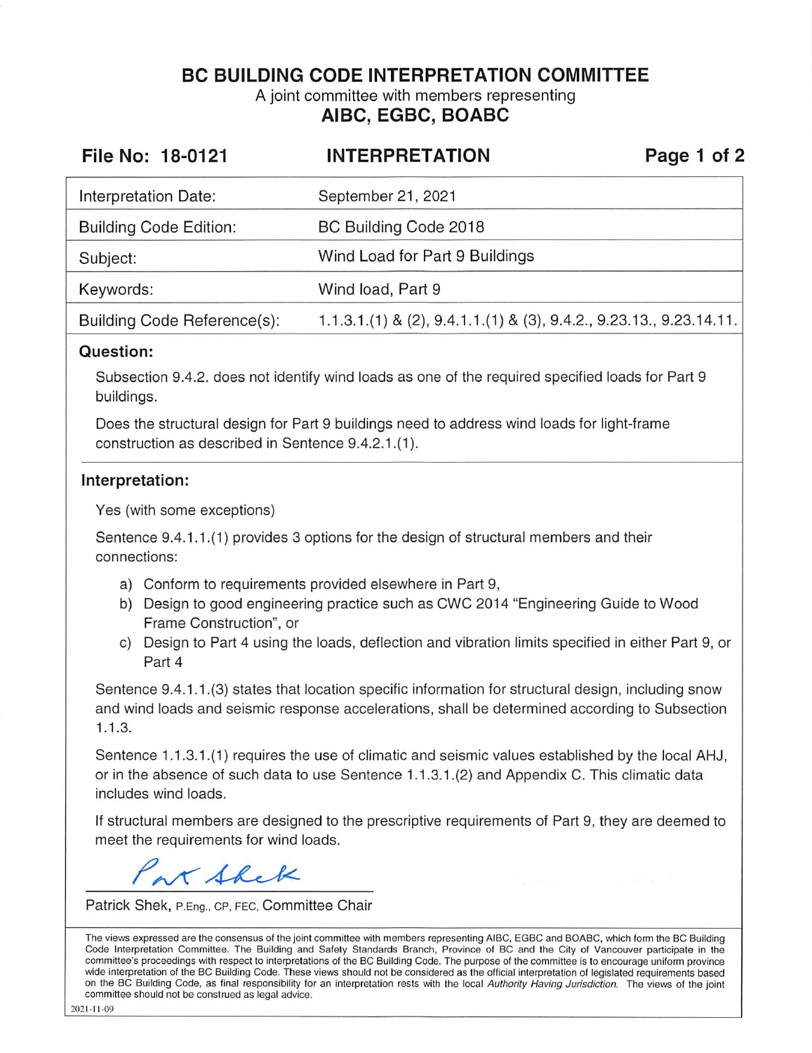# BC BUILDING CODE INTERPRETATION COMMITTEE

A joint committee with members representing

**AIBC, EGBC, BOABC**

**File No: 18-0121** | **INTERPRETATION**

| | |
|---|---|
| Interpretation Date: | September 21, 2021 |
| Building Code Edition: | BC Building Code 2018 |
| Subject: | Wind Load for Part 9 Buildings |
| Keywords: | Wind load, Part 9 |
| Building Code Reference(s): | 1.1.3.1.(1) & (2), 9.4.1.1.(1) & (3), 9.4.2., 9.23.13., 9.23.14.11. |

## Question:

Subsection 9.4.2. does not identify wind loads as one of the required specified loads for Part 9 buildings.

Does the structural design for Part 9 buildings need to address wind loads for light-frame construction as described in Sentence 9.4.2.1.(1).

## Interpretation:

Yes (with some exceptions)

Sentence 9.4.1.1.(1) provides 3 options for the design of structural members and their connections:

a) Conform to requirements provided elsewhere in Part 9,
b) Design to good engineering practice such as CWC 2014 "Engineering Guide to Wood Frame Construction", or
c) Design to Part 4 using the loads, deflection and vibration limits specified in either Part 9, or Part 4

Sentence 9.4.1.1.(3) states that location specific information for structural design, including snow and wind loads and seismic response accelerations, shall be determined according to Subsection 1.1.3.

Sentence 1.1.3.1.(1) requires the use of climatic and seismic values established by the local AHJ, or in the absence of such data to use Sentence 1.1.3.1.(2) and Appendix C. This climatic data includes wind loads.

If structural members are designed to the prescriptive requirements of Part 9, they are deemed to meet the requirements for wind loads.

Pat Shek

Patrick Shek, P.Eng., CP, FEC, Committee Chair

The views expressed are the consensus of the joint committee with members representing AIBC, EGBC and BOABC, which form the BC Building Code Interpretation Committee. The Building and Safety Standards Branch, Province of BC and the City of Vancouver participate in the committee's proceedings with respect to interpretations of the BC Building Code. The purpose of the committee is to encourage uniform province wide interpretation of the BC Building Code. These views should not be considered as the official interpretation of legislated requirements based on the BC Building Code, as final responsibility for an interpretation rests with the local *Authority Having Jurisdiction*. The views of the joint committee should not be construed as legal advice.

2021-11-09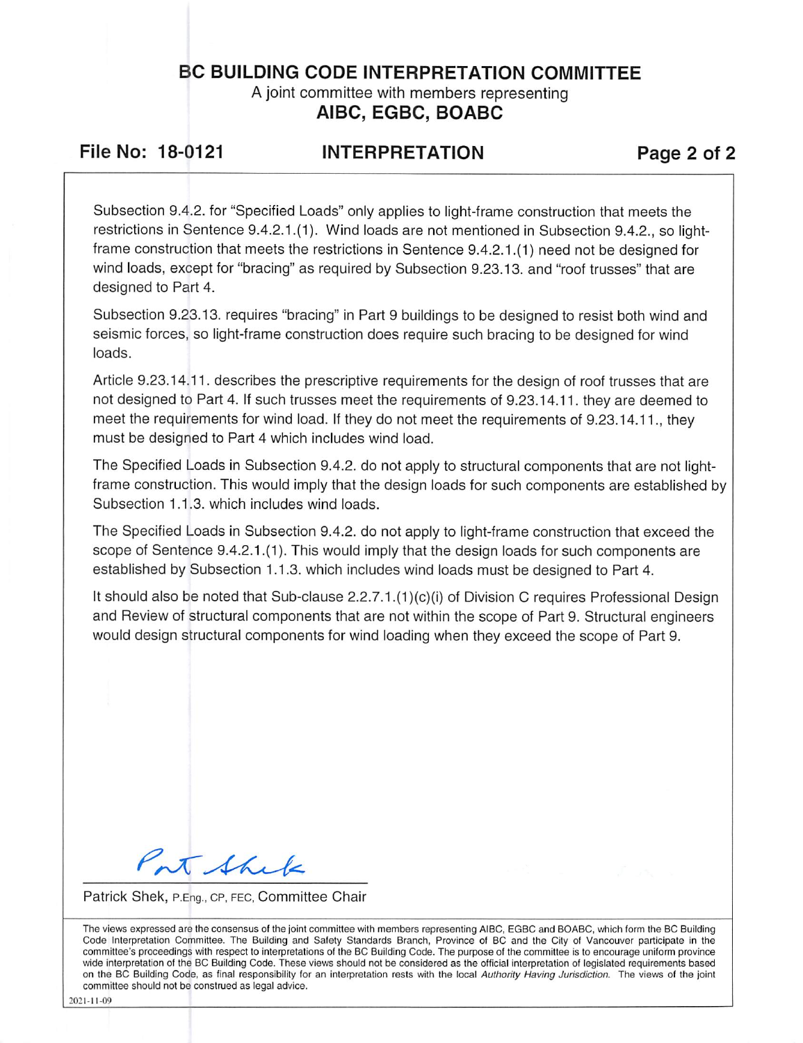# BC BUILDING CODE INTERPRETATION COMMITTEE

A joint committee with members representing

**AIBC, EGBC, BOABC**

**File No: 18-0121** **INTERPRETATION**

Subsection 9.4.2. for "Specified Loads" only applies to light-frame construction that meets the restrictions in Sentence 9.4.2.1.(1). Wind loads are not mentioned in Subsection 9.4.2., so light-frame construction that meets the restrictions in Sentence 9.4.2.1.(1) need not be designed for wind loads, except for "bracing" as required by Subsection 9.23.13. and "roof trusses" that are designed to Part 4.

Subsection 9.23.13. requires "bracing" in Part 9 buildings to be designed to resist both wind and seismic forces, so light-frame construction does require such bracing to be designed for wind loads.

Article 9.23.14.11. describes the prescriptive requirements for the design of roof trusses that are not designed to Part 4. If such trusses meet the requirements of 9.23.14.11. they are deemed to meet the requirements for wind load. If they do not meet the requirements of 9.23.14.11., they must be designed to Part 4 which includes wind load.

The Specified Loads in Subsection 9.4.2. do not apply to structural components that are not light-frame construction. This would imply that the design loads for such components are established by Subsection 1.1.3. which includes wind loads.

The Specified Loads in Subsection 9.4.2. do not apply to light-frame construction that exceed the scope of Sentence 9.4.2.1.(1). This would imply that the design loads for such components are established by Subsection 1.1.3. which includes wind loads must be designed to Part 4.

It should also be noted that Sub-clause 2.2.7.1.(1)(c)(i) of Division C requires Professional Design and Review of structural components that are not within the scope of Part 9. Structural engineers would design structural components for wind loading when they exceed the scope of Part 9.

Patrick Shek, P.Eng., CP, FEC, Committee Chair

The views expressed are the consensus of the joint committee with members representing AIBC, EGBC and BOABC, which form the BC Building Code Interpretation Committee. The Building and Safety Standards Branch, Province of BC and the City of Vancouver participate in the committee's proceedings with respect to interpretations of the BC Building Code. The purpose of the committee is to encourage uniform province wide interpretation of the BC Building Code. These views should not be considered as the official interpretation of legislated requirements based on the BC Building Code, as final responsibility for an interpretation rests with the local *Authority Having Jurisdiction*. The views of the joint committee should not be construed as legal advice.

2021-11-09